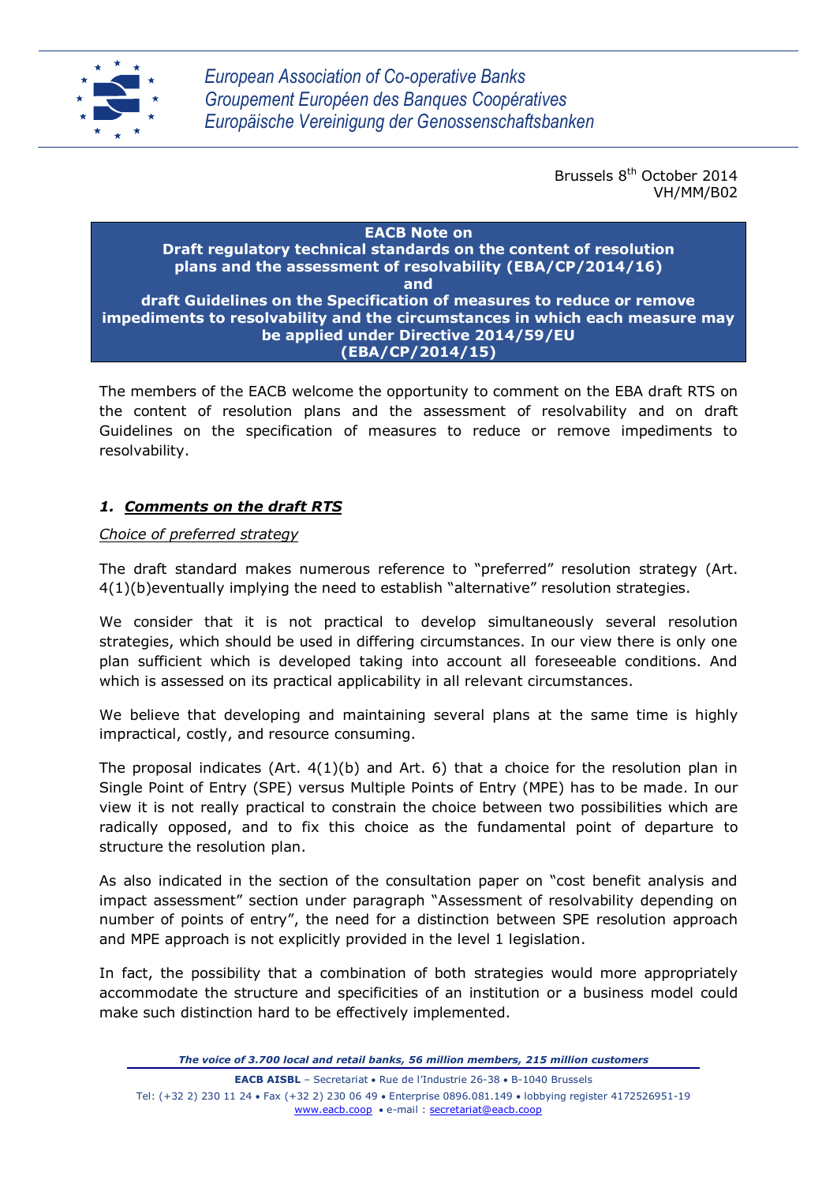*European Association of Co-operative Banks*
*Groupement Européen des Banques Coopératives*
*Europäische Vereinigung der Genossenschaftsbanken*

Brussels 8th October 2014
VH/MM/B02

**EACB Note on**
**Draft regulatory technical standards on the content of resolution plans and the assessment of resolvability (EBA/CP/2014/16)**
**and**
**draft Guidelines on the Specification of measures to reduce or remove impediments to resolvability and the circumstances in which each measure may be applied under Directive 2014/59/EU**
**(EBA/CP/2014/15)**

The members of the EACB welcome the opportunity to comment on the EBA draft RTS on the content of resolution plans and the assessment of resolvability and on draft Guidelines on the specification of measures to reduce or remove impediments to resolvability.

## *1. Comments on the draft RTS*

*Choice of preferred strategy*

The draft standard makes numerous reference to "preferred" resolution strategy (Art. 4(1)(b)eventually implying the need to establish "alternative" resolution strategies.

We consider that it is not practical to develop simultaneously several resolution strategies, which should be used in differing circumstances. In our view there is only one plan sufficient which is developed taking into account all foreseeable conditions. And which is assessed on its practical applicability in all relevant circumstances.

We believe that developing and maintaining several plans at the same time is highly impractical, costly, and resource consuming.

The proposal indicates (Art. 4(1)(b) and Art. 6) that a choice for the resolution plan in Single Point of Entry (SPE) versus Multiple Points of Entry (MPE) has to be made. In our view it is not really practical to constrain the choice between two possibilities which are radically opposed, and to fix this choice as the fundamental point of departure to structure the resolution plan.

As also indicated in the section of the consultation paper on "cost benefit analysis and impact assessment" section under paragraph "Assessment of resolvability depending on number of points of entry", the need for a distinction between SPE resolution approach and MPE approach is not explicitly provided in the level 1 legislation.

In fact, the possibility that a combination of both strategies would more appropriately accommodate the structure and specificities of an institution or a business model could make such distinction hard to be effectively implemented.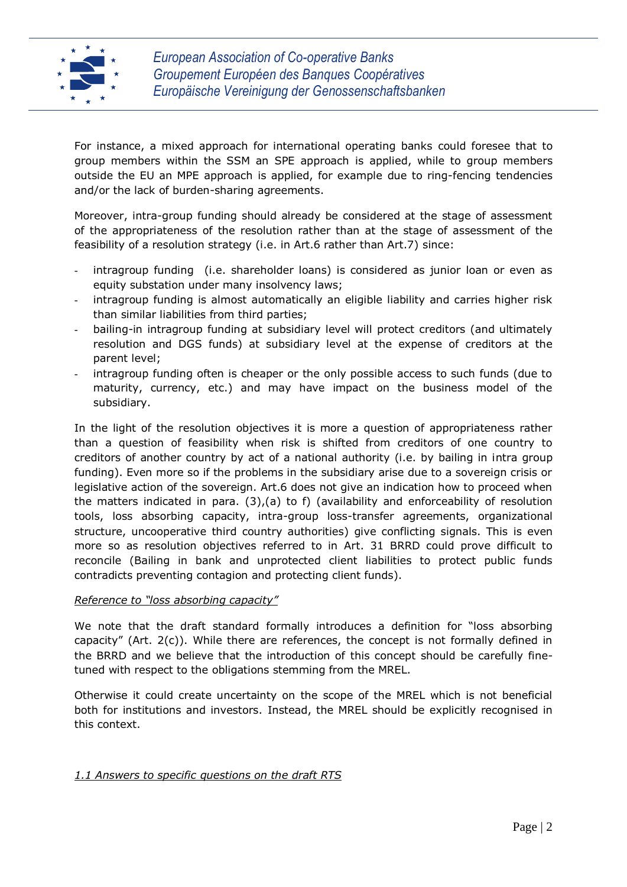For instance, a mixed approach for international operating banks could foresee that to group members within the SSM an SPE approach is applied, while to group members outside the EU an MPE approach is applied, for example due to ring-fencing tendencies and/or the lack of burden-sharing agreements.

Moreover, intra-group funding should already be considered at the stage of assessment of the appropriateness of the resolution rather than at the stage of assessment of the feasibility of a resolution strategy (i.e. in Art.6 rather than Art.7) since:

- intragroup funding (i.e. shareholder loans) is considered as junior loan or even as equity substation under many insolvency laws;
- intragroup funding is almost automatically an eligible liability and carries higher risk than similar liabilities from third parties;
- bailing-in intragroup funding at subsidiary level will protect creditors (and ultimately resolution and DGS funds) at subsidiary level at the expense of creditors at the parent level;
- intragroup funding often is cheaper or the only possible access to such funds (due to maturity, currency, etc.) and may have impact on the business model of the subsidiary.

In the light of the resolution objectives it is more a question of appropriateness rather than a question of feasibility when risk is shifted from creditors of one country to creditors of another country by act of a national authority (i.e. by bailing in intra group funding). Even more so if the problems in the subsidiary arise due to a sovereign crisis or legislative action of the sovereign. Art.6 does not give an indication how to proceed when the matters indicated in para. (3),(a) to f) (availability and enforceability of resolution tools, loss absorbing capacity, intra-group loss-transfer agreements, organizational structure, uncooperative third country authorities) give conflicting signals. This is even more so as resolution objectives referred to in Art. 31 BRRD could prove difficult to reconcile (Bailing in bank and unprotected client liabilities to protect public funds contradicts preventing contagion and protecting client funds).

*Reference to "loss absorbing capacity"*

We note that the draft standard formally introduces a definition for "loss absorbing capacity" (Art. 2(c)). While there are references, the concept is not formally defined in the BRRD and we believe that the introduction of this concept should be carefully fine-tuned with respect to the obligations stemming from the MREL.

Otherwise it could create uncertainty on the scope of the MREL which is not beneficial both for institutions and investors. Instead, the MREL should be explicitly recognised in this context.

*1.1 Answers to specific questions on the draft RTS*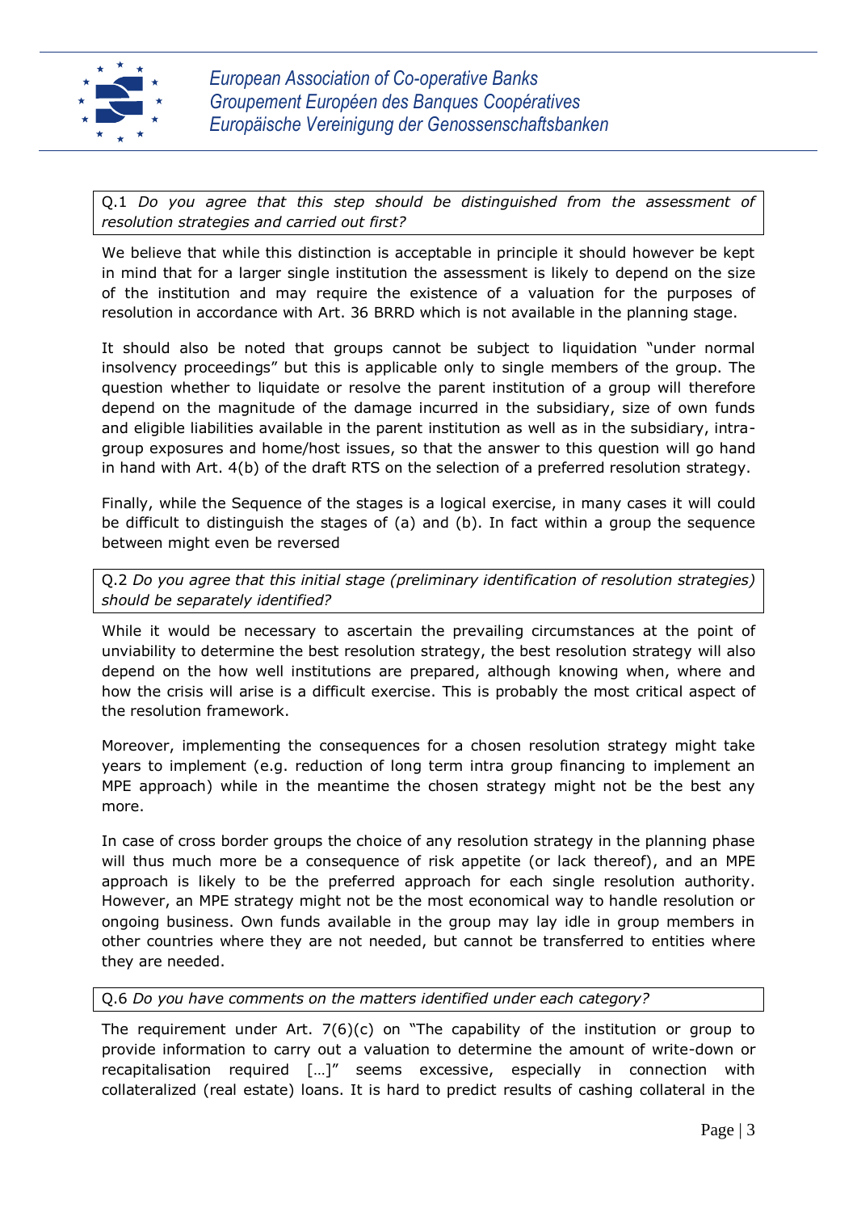Q.1 *Do you agree that this step should be distinguished from the assessment of resolution strategies and carried out first?*

We believe that while this distinction is acceptable in principle it should however be kept in mind that for a larger single institution the assessment is likely to depend on the size of the institution and may require the existence of a valuation for the purposes of resolution in accordance with Art. 36 BRRD which is not available in the planning stage.

It should also be noted that groups cannot be subject to liquidation "under normal insolvency proceedings" but this is applicable only to single members of the group. The question whether to liquidate or resolve the parent institution of a group will therefore depend on the magnitude of the damage incurred in the subsidiary, size of own funds and eligible liabilities available in the parent institution as well as in the subsidiary, intra-group exposures and home/host issues, so that the answer to this question will go hand in hand with Art. 4(b) of the draft RTS on the selection of a preferred resolution strategy.

Finally, while the Sequence of the stages is a logical exercise, in many cases it will could be difficult to distinguish the stages of (a) and (b). In fact within a group the sequence between might even be reversed

Q.2 *Do you agree that this initial stage (preliminary identification of resolution strategies) should be separately identified?*

While it would be necessary to ascertain the prevailing circumstances at the point of unviability to determine the best resolution strategy, the best resolution strategy will also depend on the how well institutions are prepared, although knowing when, where and how the crisis will arise is a difficult exercise. This is probably the most critical aspect of the resolution framework.

Moreover, implementing the consequences for a chosen resolution strategy might take years to implement (e.g. reduction of long term intra group financing to implement an MPE approach) while in the meantime the chosen strategy might not be the best any more.

In case of cross border groups the choice of any resolution strategy in the planning phase will thus much more be a consequence of risk appetite (or lack thereof), and an MPE approach is likely to be the preferred approach for each single resolution authority. However, an MPE strategy might not be the most economical way to handle resolution or ongoing business. Own funds available in the group may lay idle in group members in other countries where they are not needed, but cannot be transferred to entities where they are needed.

Q.6 *Do you have comments on the matters identified under each category?*

The requirement under Art. 7(6)(c) on "The capability of the institution or group to provide information to carry out a valuation to determine the amount of write-down or recapitalisation required […]" seems excessive, especially in connection with collateralized (real estate) loans. It is hard to predict results of cashing collateral in the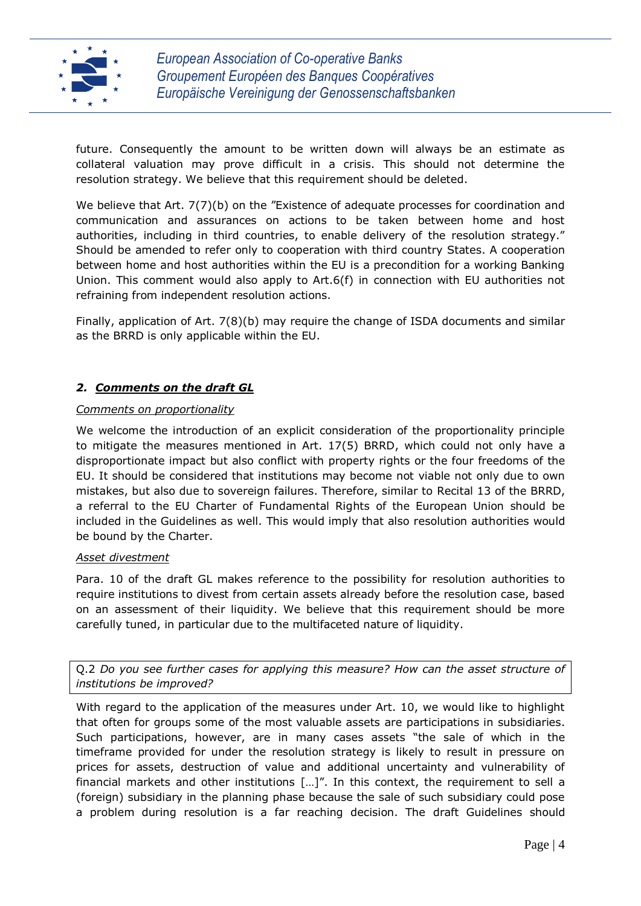future. Consequently the amount to be written down will always be an estimate as collateral valuation may prove difficult in a crisis. This should not determine the resolution strategy. We believe that this requirement should be deleted.

We believe that Art. 7(7)(b) on the "Existence of adequate processes for coordination and communication and assurances on actions to be taken between home and host authorities, including in third countries, to enable delivery of the resolution strategy." Should be amended to refer only to cooperation with third country States. A cooperation between home and host authorities within the EU is a precondition for a working Banking Union. This comment would also apply to Art.6(f) in connection with EU authorities not refraining from independent resolution actions.

Finally, application of Art. 7(8)(b) may require the change of ISDA documents and similar as the BRRD is only applicable within the EU.

## 2. Comments on the draft GL

_Comments on proportionality_

We welcome the introduction of an explicit consideration of the proportionality principle to mitigate the measures mentioned in Art. 17(5) BRRD, which could not only have a disproportionate impact but also conflict with property rights or the four freedoms of the EU. It should be considered that institutions may become not viable not only due to own mistakes, but also due to sovereign failures. Therefore, similar to Recital 13 of the BRRD, a referral to the EU Charter of Fundamental Rights of the European Union should be included in the Guidelines as well. This would imply that also resolution authorities would be bound by the Charter.

_Asset divestment_

Para. 10 of the draft GL makes reference to the possibility for resolution authorities to require institutions to divest from certain assets already before the resolution case, based on an assessment of their liquidity. We believe that this requirement should be more carefully tuned, in particular due to the multifaceted nature of liquidity.

> Q.2 *Do you see further cases for applying this measure? How can the asset structure of institutions be improved?*

With regard to the application of the measures under Art. 10, we would like to highlight that often for groups some of the most valuable assets are participations in subsidiaries. Such participations, however, are in many cases assets "the sale of which in the timeframe provided for under the resolution strategy is likely to result in pressure on prices for assets, destruction of value and additional uncertainty and vulnerability of financial markets and other institutions […]". In this context, the requirement to sell a (foreign) subsidiary in the planning phase because the sale of such subsidiary could pose a problem during resolution is a far reaching decision. The draft Guidelines should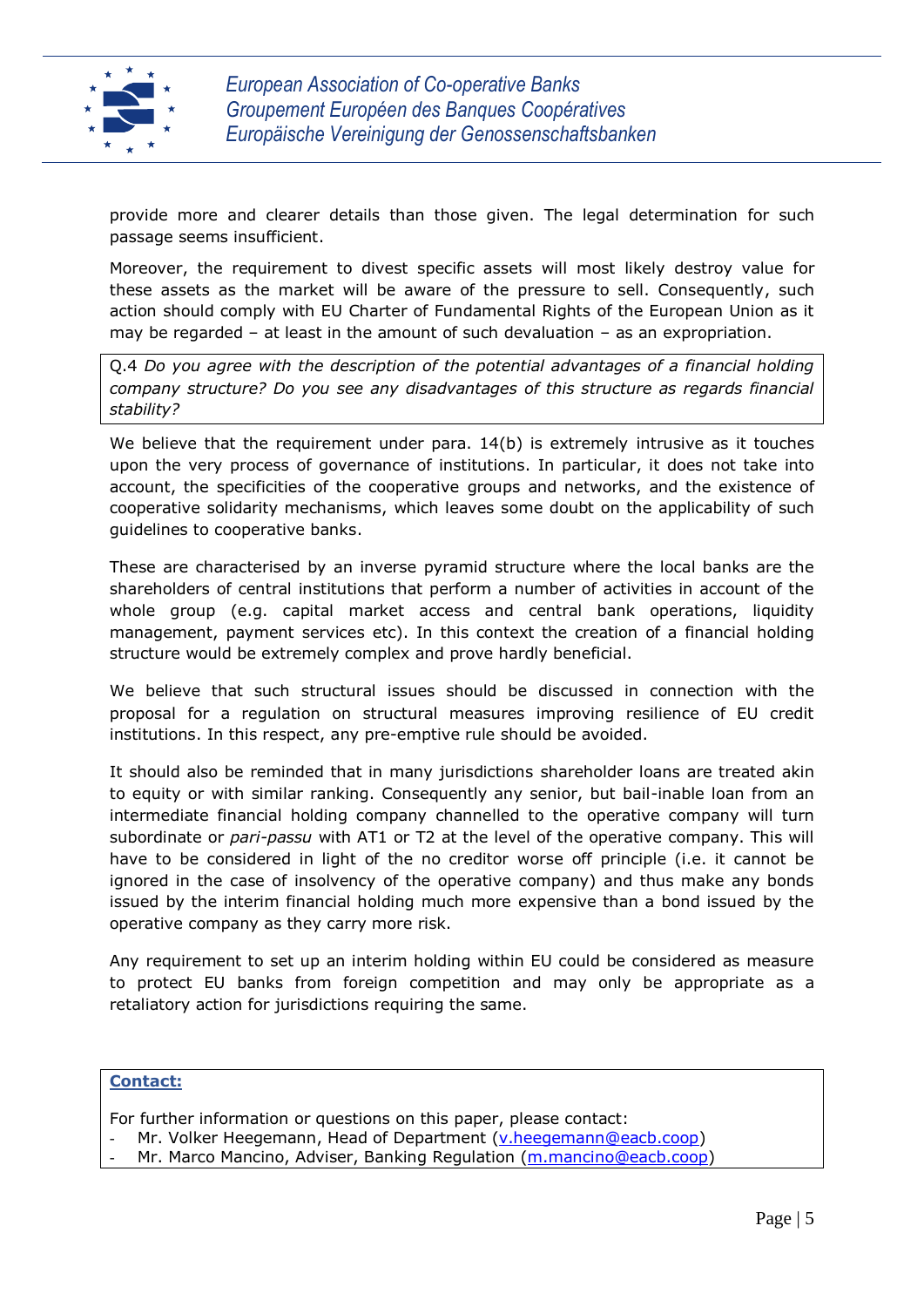provide more and clearer details than those given. The legal determination for such passage seems insufficient.

Moreover, the requirement to divest specific assets will most likely destroy value for these assets as the market will be aware of the pressure to sell. Consequently, such action should comply with EU Charter of Fundamental Rights of the European Union as it may be regarded – at least in the amount of such devaluation – as an expropriation.

Q.4 *Do you agree with the description of the potential advantages of a financial holding company structure? Do you see any disadvantages of this structure as regards financial stability?*

We believe that the requirement under para. 14(b) is extremely intrusive as it touches upon the very process of governance of institutions. In particular, it does not take into account, the specificities of the cooperative groups and networks, and the existence of cooperative solidarity mechanisms, which leaves some doubt on the applicability of such guidelines to cooperative banks.

These are characterised by an inverse pyramid structure where the local banks are the shareholders of central institutions that perform a number of activities in account of the whole group (e.g. capital market access and central bank operations, liquidity management, payment services etc). In this context the creation of a financial holding structure would be extremely complex and prove hardly beneficial.

We believe that such structural issues should be discussed in connection with the proposal for a regulation on structural measures improving resilience of EU credit institutions. In this respect, any pre-emptive rule should be avoided.

It should also be reminded that in many jurisdictions shareholder loans are treated akin to equity or with similar ranking. Consequently any senior, but bail-inable loan from an intermediate financial holding company channelled to the operative company will turn subordinate or *pari-passu* with AT1 or T2 at the level of the operative company. This will have to be considered in light of the no creditor worse off principle (i.e. it cannot be ignored in the case of insolvency of the operative company) and thus make any bonds issued by the interim financial holding much more expensive than a bond issued by the operative company as they carry more risk.

Any requirement to set up an interim holding within EU could be considered as measure to protect EU banks from foreign competition and may only be appropriate as a retaliatory action for jurisdictions requiring the same.

**Contact:**

For further information or questions on this paper, please contact:

- Mr. Volker Heegemann, Head of Department (v.heegemann@eacb.coop)
- Mr. Marco Mancino, Adviser, Banking Regulation (m.mancino@eacb.coop)